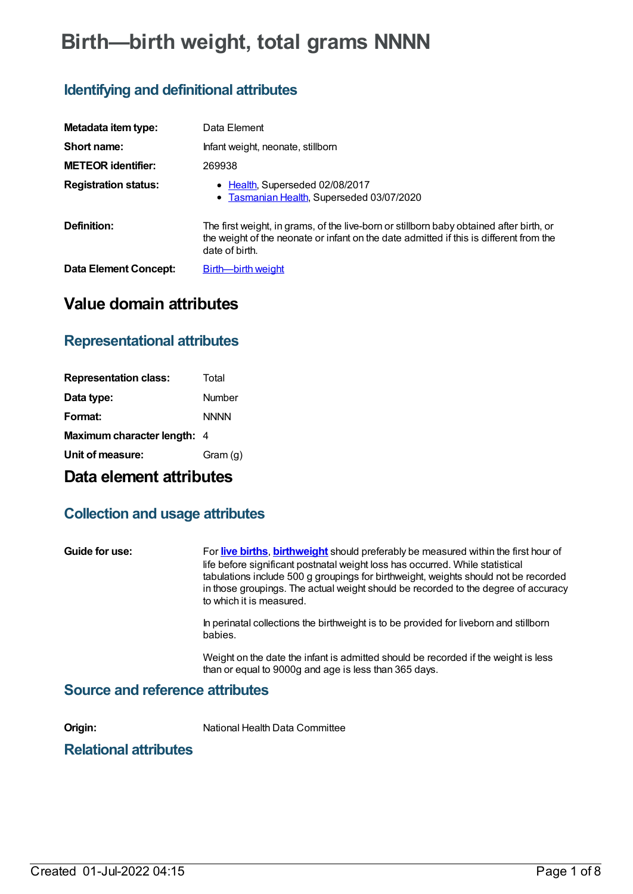# Birth—birth weight, total grams NNNN

## Identifying and definitional attributes

| | |
|---|---|
| **Metadata item type:** | Data Element |
| **Short name:** | Infant weight, neonate, stillborn |
| **METEOR identifier:** | 269938 |
| **Registration status:** | • Health, Superseded 02/08/2017<br>• Tasmanian Health, Superseded 03/07/2020 |
| **Definition:** | The first weight, in grams, of the live-born or stillborn baby obtained after birth, or the weight of the neonate or infant on the date admitted if this is different from the date of birth. |
| **Data Element Concept:** | Birth—birth weight |

# Value domain attributes

## Representational attributes

| | |
|---|---|
| **Representation class:** | Total |
| **Data type:** | Number |
| **Format:** | NNNN |
| **Maximum character length:** | 4 |
| **Unit of measure:** | Gram (g) |

# Data element attributes

## Collection and usage attributes

**Guide for use:**

For **live births**, **birthweight** should preferably be measured within the first hour of life before significant postnatal weight loss has occurred. While statistical tabulations include 500 g groupings for birthweight, weights should not be recorded in those groupings. The actual weight should be recorded to the degree of accuracy to which it is measured.

In perinatal collections the birthweight is to be provided for liveborn and stillborn babies.

Weight on the date the infant is admitted should be recorded if the weight is less than or equal to 9000g and age is less than 365 days.

## Source and reference attributes

**Origin:** National Health Data Committee

## Relational attributes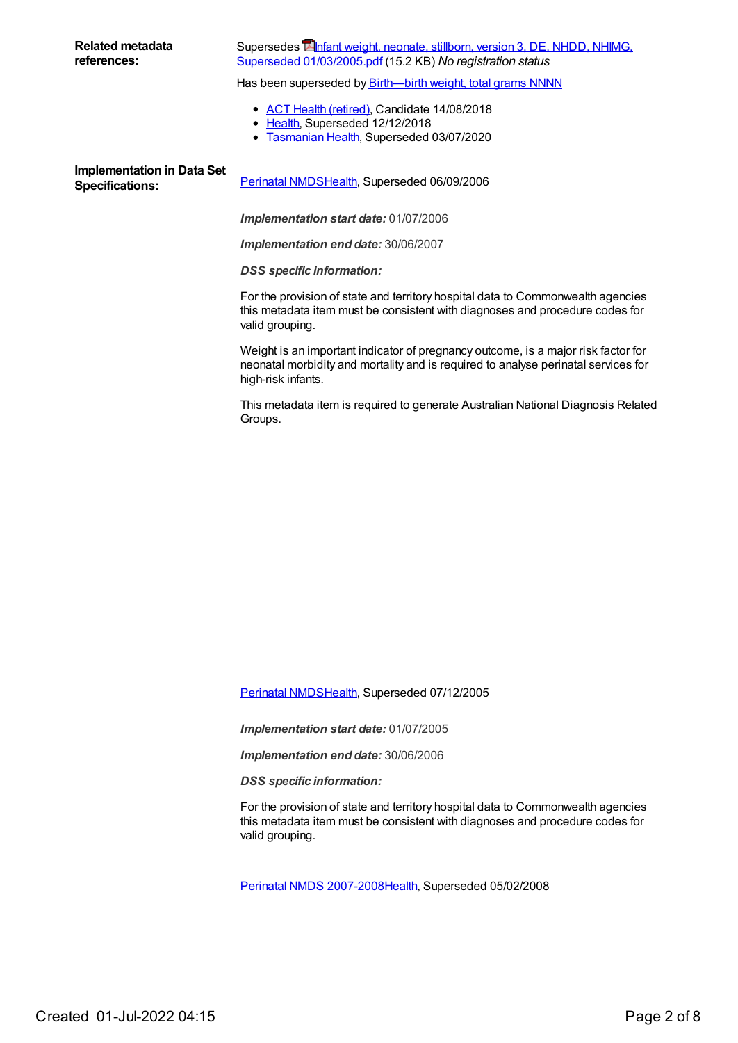**Related metadata references:**

Supersedes Infant weight, neonate, stillborn, version 3, DE, NHDD, NHIMG, Superseded 01/03/2005.pdf (15.2 KB) *No registration status*

Has been superseded by Birth—birth weight, total grams NNNN

- ACT Health (retired), Candidate 14/08/2018
- Health, Superseded 12/12/2018
- Tasmanian Health, Superseded 03/07/2020

**Implementation in Data Set Specifications:**

Perinatal NMDSHealth, Superseded 06/09/2006

***Implementation start date:*** 01/07/2006

***Implementation end date:*** 30/06/2007

***DSS specific information:***

For the provision of state and territory hospital data to Commonwealth agencies this metadata item must be consistent with diagnoses and procedure codes for valid grouping.

Weight is an important indicator of pregnancy outcome, is a major risk factor for neonatal morbidity and mortality and is required to analyse perinatal services for high-risk infants.

This metadata item is required to generate Australian National Diagnosis Related Groups.

Perinatal NMDSHealth, Superseded 07/12/2005

***Implementation start date:*** 01/07/2005

***Implementation end date:*** 30/06/2006

***DSS specific information:***

For the provision of state and territory hospital data to Commonwealth agencies this metadata item must be consistent with diagnoses and procedure codes for valid grouping.

Perinatal NMDS 2007-2008Health, Superseded 05/02/2008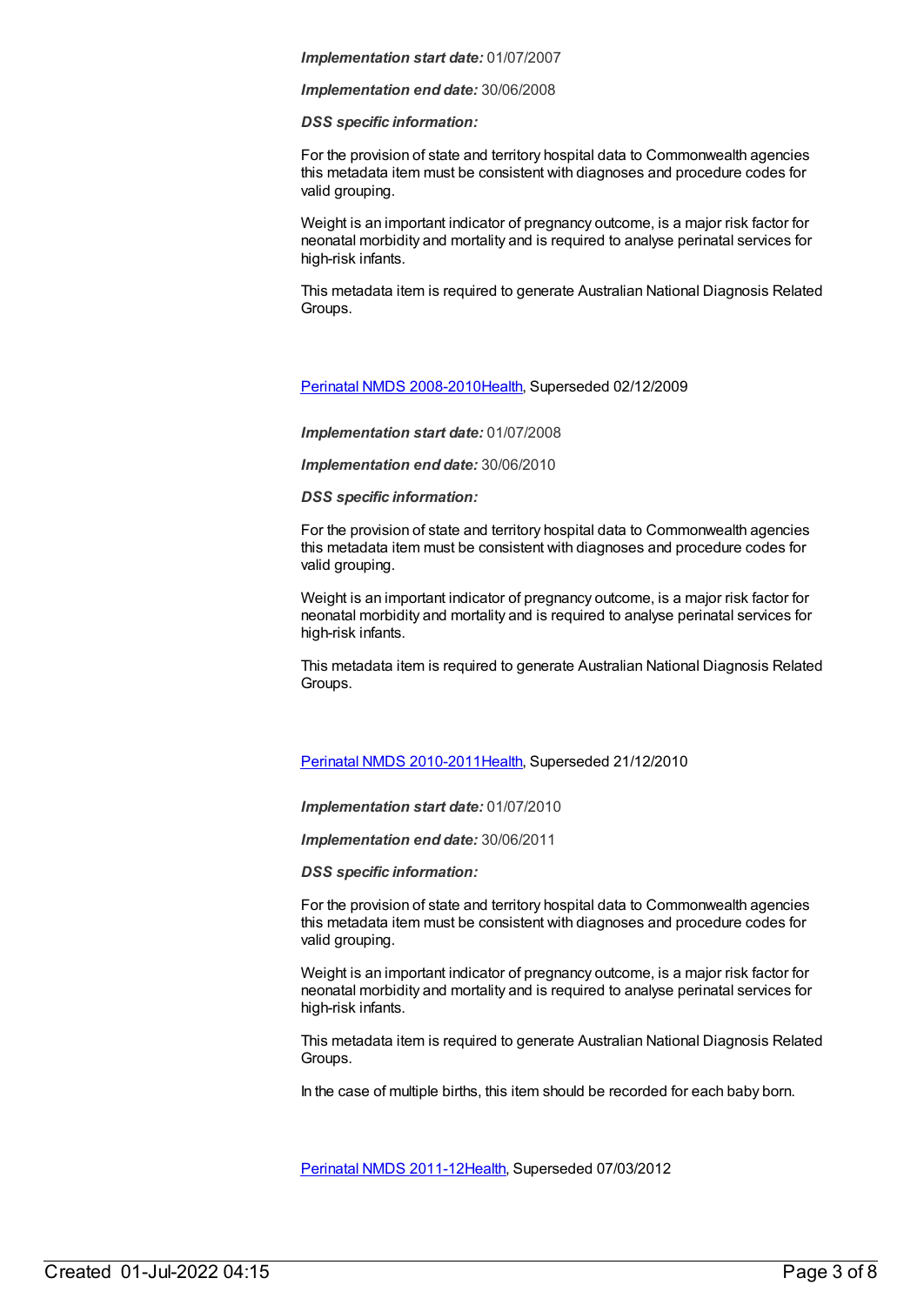***Implementation start date:*** 01/07/2007

***Implementation end date:*** 30/06/2008

***DSS specific information:***

For the provision of state and territory hospital data to Commonwealth agencies this metadata item must be consistent with diagnoses and procedure codes for valid grouping.

Weight is an important indicator of pregnancy outcome, is a major risk factor for neonatal morbidity and mortality and is required to analyse perinatal services for high-risk infants.

This metadata item is required to generate Australian National Diagnosis Related Groups.

Perinatal NMDS 2008-2010Health, Superseded 02/12/2009

***Implementation start date:*** 01/07/2008

***Implementation end date:*** 30/06/2010

***DSS specific information:***

For the provision of state and territory hospital data to Commonwealth agencies this metadata item must be consistent with diagnoses and procedure codes for valid grouping.

Weight is an important indicator of pregnancy outcome, is a major risk factor for neonatal morbidity and mortality and is required to analyse perinatal services for high-risk infants.

This metadata item is required to generate Australian National Diagnosis Related Groups.

Perinatal NMDS 2010-2011Health, Superseded 21/12/2010

***Implementation start date:*** 01/07/2010

***Implementation end date:*** 30/06/2011

***DSS specific information:***

For the provision of state and territory hospital data to Commonwealth agencies this metadata item must be consistent with diagnoses and procedure codes for valid grouping.

Weight is an important indicator of pregnancy outcome, is a major risk factor for neonatal morbidity and mortality and is required to analyse perinatal services for high-risk infants.

This metadata item is required to generate Australian National Diagnosis Related Groups.

In the case of multiple births, this item should be recorded for each baby born.

Perinatal NMDS 2011-12Health, Superseded 07/03/2012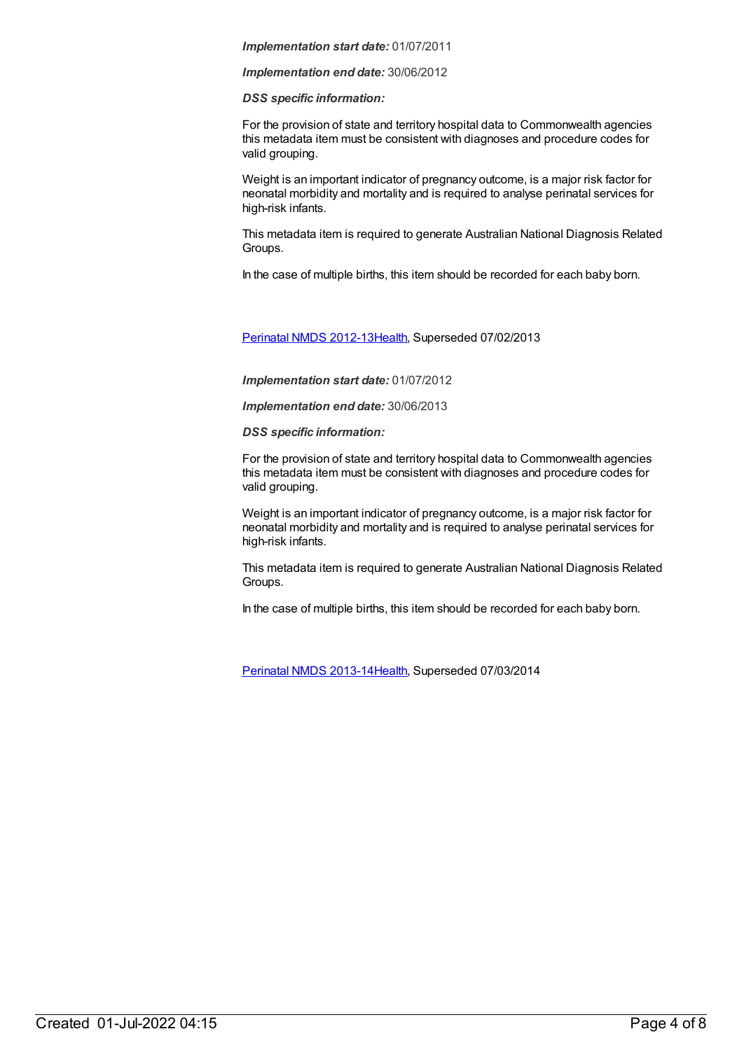***Implementation start date:*** 01/07/2011

***Implementation end date:*** 30/06/2012

***DSS specific information:***

For the provision of state and territory hospital data to Commonwealth agencies this metadata item must be consistent with diagnoses and procedure codes for valid grouping.

Weight is an important indicator of pregnancy outcome, is a major risk factor for neonatal morbidity and mortality and is required to analyse perinatal services for high-risk infants.

This metadata item is required to generate Australian National Diagnosis Related Groups.

In the case of multiple births, this item should be recorded for each baby born.

Perinatal NMDS 2012-13Health, Superseded 07/02/2013

***Implementation start date:*** 01/07/2012

***Implementation end date:*** 30/06/2013

***DSS specific information:***

For the provision of state and territory hospital data to Commonwealth agencies this metadata item must be consistent with diagnoses and procedure codes for valid grouping.

Weight is an important indicator of pregnancy outcome, is a major risk factor for neonatal morbidity and mortality and is required to analyse perinatal services for high-risk infants.

This metadata item is required to generate Australian National Diagnosis Related Groups.

In the case of multiple births, this item should be recorded for each baby born.

Perinatal NMDS 2013-14Health, Superseded 07/03/2014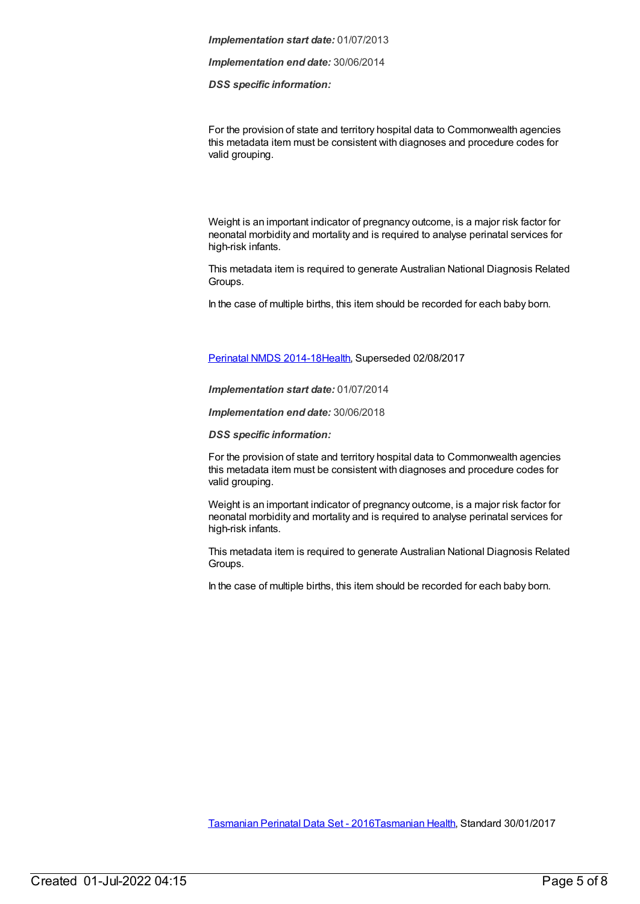***Implementation start date:*** 01/07/2013

***Implementation end date:*** 30/06/2014

***DSS specific information:***

For the provision of state and territory hospital data to Commonwealth agencies this metadata item must be consistent with diagnoses and procedure codes for valid grouping.

Weight is an important indicator of pregnancy outcome, is a major risk factor for neonatal morbidity and mortality and is required to analyse perinatal services for high-risk infants.

This metadata item is required to generate Australian National Diagnosis Related Groups.

In the case of multiple births, this item should be recorded for each baby born.

[Perinatal NMDS 2014-18Health](), Superseded 02/08/2017

***Implementation start date:*** 01/07/2014

***Implementation end date:*** 30/06/2018

***DSS specific information:***

For the provision of state and territory hospital data to Commonwealth agencies this metadata item must be consistent with diagnoses and procedure codes for valid grouping.

Weight is an important indicator of pregnancy outcome, is a major risk factor for neonatal morbidity and mortality and is required to analyse perinatal services for high-risk infants.

This metadata item is required to generate Australian National Diagnosis Related Groups.

In the case of multiple births, this item should be recorded for each baby born.

[Tasmanian Perinatal Data Set - 2016Tasmanian Health](), Standard 30/01/2017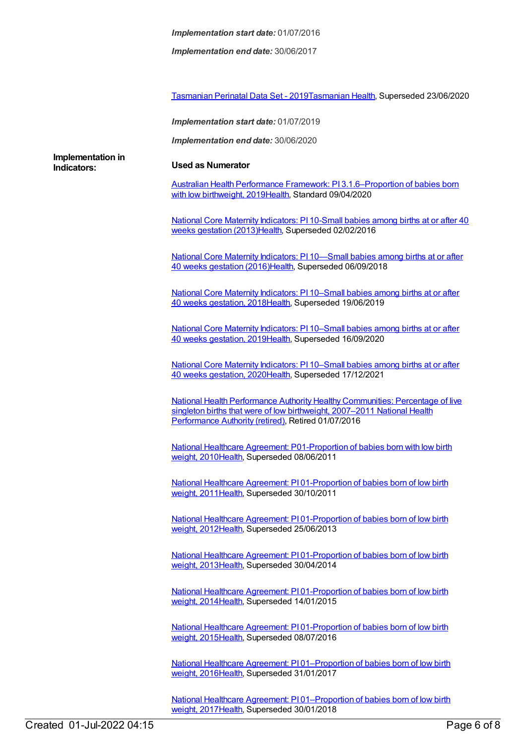*Implementation start date:* 01/07/2016

*Implementation end date:* 30/06/2017

Tasmanian Perinatal Data Set - 2019Tasmanian Health, Superseded 23/06/2020

*Implementation start date:* 01/07/2019

*Implementation end date:* 30/06/2020

**Implementation in Indicators:**

**Used as Numerator**

Australian Health Performance Framework: PI 3.1.6–Proportion of babies born with low birthweight, 2019Health, Standard 09/04/2020

National Core Maternity Indicators: PI 10-Small babies among births at or after 40 weeks gestation (2013)Health, Superseded 02/02/2016

National Core Maternity Indicators: PI 10—Small babies among births at or after 40 weeks gestation (2016)Health, Superseded 06/09/2018

National Core Maternity Indicators: PI 10–Small babies among births at or after 40 weeks gestation, 2018Health, Superseded 19/06/2019

National Core Maternity Indicators: PI 10–Small babies among births at or after 40 weeks gestation, 2019Health, Superseded 16/09/2020

National Core Maternity Indicators: PI 10–Small babies among births at or after 40 weeks gestation, 2020Health, Superseded 17/12/2021

National Health Performance Authority Healthy Communities: Percentage of live singleton births that were of low birthweight, 2007–2011 National Health Performance Authority (retired), Retired 01/07/2016

National Healthcare Agreement: P01-Proportion of babies born with low birth weight, 2010Health, Superseded 08/06/2011

National Healthcare Agreement: PI 01-Proportion of babies born of low birth weight, 2011Health, Superseded 30/10/2011

National Healthcare Agreement: PI 01-Proportion of babies born of low birth weight, 2012Health, Superseded 25/06/2013

National Healthcare Agreement: PI 01-Proportion of babies born of low birth weight, 2013Health, Superseded 30/04/2014

National Healthcare Agreement: PI 01-Proportion of babies born of low birth weight, 2014Health, Superseded 14/01/2015

National Healthcare Agreement: PI 01-Proportion of babies born of low birth weight, 2015Health, Superseded 08/07/2016

National Healthcare Agreement: PI 01–Proportion of babies born of low birth weight, 2016Health, Superseded 31/01/2017

National Healthcare Agreement: PI 01–Proportion of babies born of low birth weight, 2017Health, Superseded 30/01/2018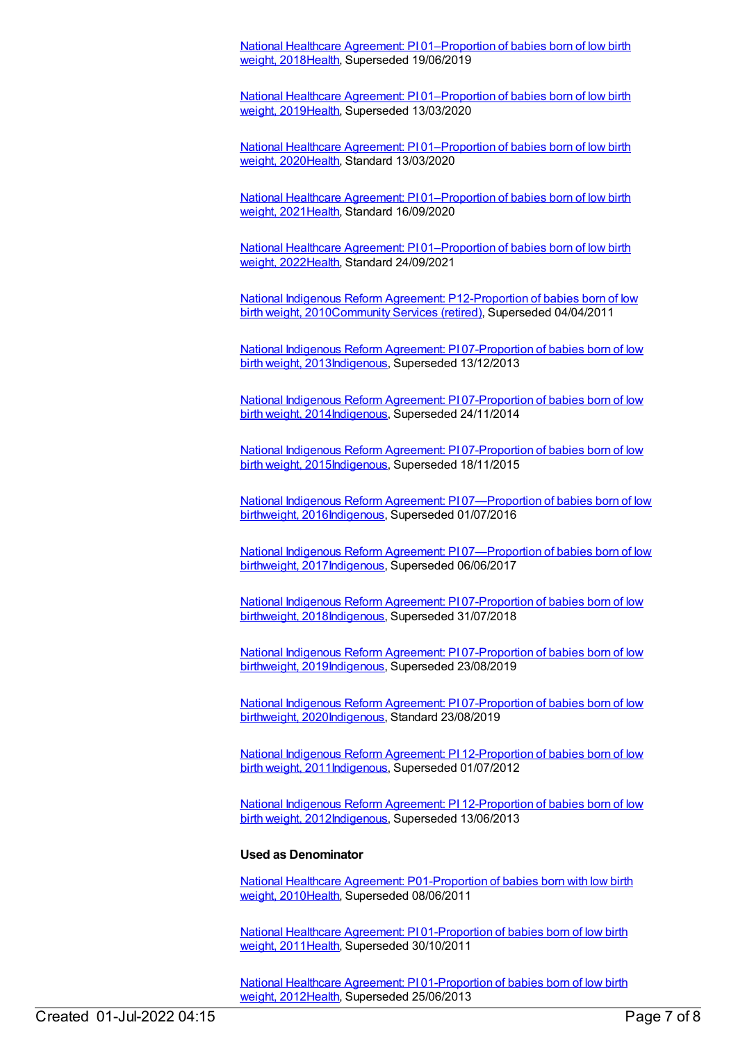National Healthcare Agreement: PI 01–Proportion of babies born of low birth weight, 2018Health, Superseded 19/06/2019

National Healthcare Agreement: PI 01–Proportion of babies born of low birth weight, 2019Health, Superseded 13/03/2020

National Healthcare Agreement: PI 01–Proportion of babies born of low birth weight, 2020Health, Standard 13/03/2020

National Healthcare Agreement: PI 01–Proportion of babies born of low birth weight, 2021Health, Standard 16/09/2020

National Healthcare Agreement: PI 01–Proportion of babies born of low birth weight, 2022Health, Standard 24/09/2021

National Indigenous Reform Agreement: P12-Proportion of babies born of low birth weight, 2010Community Services (retired), Superseded 04/04/2011

National Indigenous Reform Agreement: PI 07-Proportion of babies born of low birth weight, 2013Indigenous, Superseded 13/12/2013

National Indigenous Reform Agreement: PI 07-Proportion of babies born of low birth weight, 2014Indigenous, Superseded 24/11/2014

National Indigenous Reform Agreement: PI 07-Proportion of babies born of low birth weight, 2015Indigenous, Superseded 18/11/2015

National Indigenous Reform Agreement: PI 07—Proportion of babies born of low birthweight, 2016Indigenous, Superseded 01/07/2016

National Indigenous Reform Agreement: PI 07—Proportion of babies born of low birthweight, 2017Indigenous, Superseded 06/06/2017

National Indigenous Reform Agreement: PI 07-Proportion of babies born of low birthweight, 2018Indigenous, Superseded 31/07/2018

National Indigenous Reform Agreement: PI 07-Proportion of babies born of low birthweight, 2019Indigenous, Superseded 23/08/2019

National Indigenous Reform Agreement: PI 07-Proportion of babies born of low birthweight, 2020Indigenous, Standard 23/08/2019

National Indigenous Reform Agreement: PI 12-Proportion of babies born of low birth weight, 2011Indigenous, Superseded 01/07/2012

National Indigenous Reform Agreement: PI 12-Proportion of babies born of low birth weight, 2012Indigenous, Superseded 13/06/2013

**Used as Denominator**

National Healthcare Agreement: P01-Proportion of babies born with low birth weight, 2010Health, Superseded 08/06/2011

National Healthcare Agreement: PI 01-Proportion of babies born of low birth weight, 2011Health, Superseded 30/10/2011

National Healthcare Agreement: PI 01-Proportion of babies born of low birth weight, 2012Health, Superseded 25/06/2013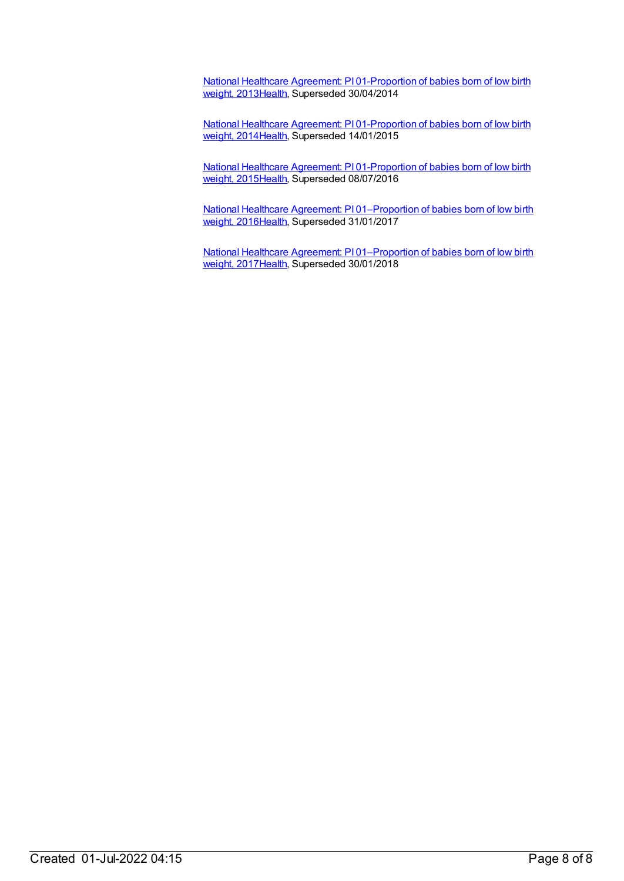National Healthcare Agreement: PI 01-Proportion of babies born of low birth weight, 2013Health, Superseded 30/04/2014

National Healthcare Agreement: PI 01-Proportion of babies born of low birth weight, 2014Health, Superseded 14/01/2015

National Healthcare Agreement: PI 01-Proportion of babies born of low birth weight, 2015Health, Superseded 08/07/2016

National Healthcare Agreement: PI 01–Proportion of babies born of low birth weight, 2016Health, Superseded 31/01/2017

National Healthcare Agreement: PI 01–Proportion of babies born of low birth weight, 2017Health, Superseded 30/01/2018